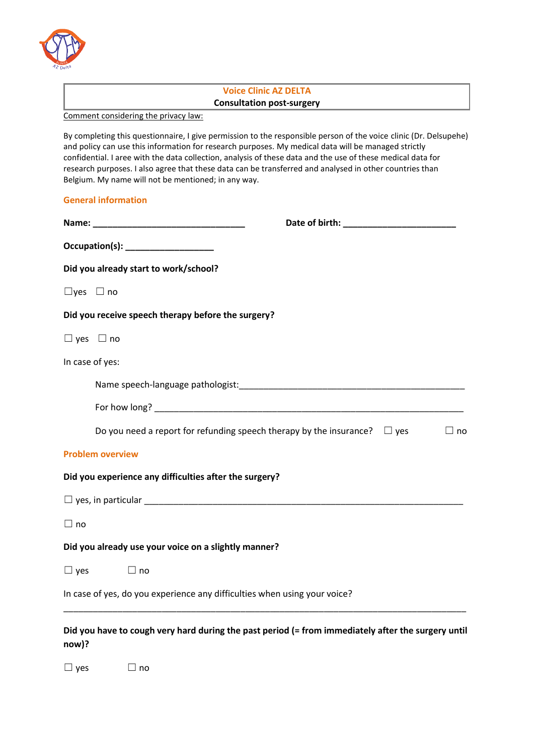**Voice Clinic AZ DELTA**

**Consultation post-surgery**

Comment considering the privacy law:

By completing this questionnaire, I give permission to the responsible person of the voice clinic (Dr. Delsupehe) and policy can use this information for research purposes. My medical data will be managed strictly confidential. I aree with the data collection, analysis of these data and the use of these medical data for research purposes. I also agree that these data can be transferred and analysed in other countries than Belgium. My name will not be mentioned; in any way.

## General information

**Name: ________________________________** **Date of birth: ________________________**

**Occupation(s): ___________________**

**Did you already start to work/school?**

☐yes ☐ no

**Did you receive speech therapy before the surgery?**

☐ yes ☐ no

In case of yes:

Name speech-language pathologist:________________________________________________

For how long? ____________________________________________________________________

Do you need a report for refunding speech therapy by the insurance? ☐ yes ☐ no

## Problem overview

**Did you experience any difficulties after the surgery?**

☐ yes, in particular ____________________________________________________________________

☐ no

**Did you already use your voice on a slightly manner?**

☐ yes ☐ no

In case of yes, do you experience any difficulties when using your voice?

_____________________________________________________________________________________

**Did you have to cough very hard during the past period (= from immediately after the surgery until now)?**

☐ yes ☐ no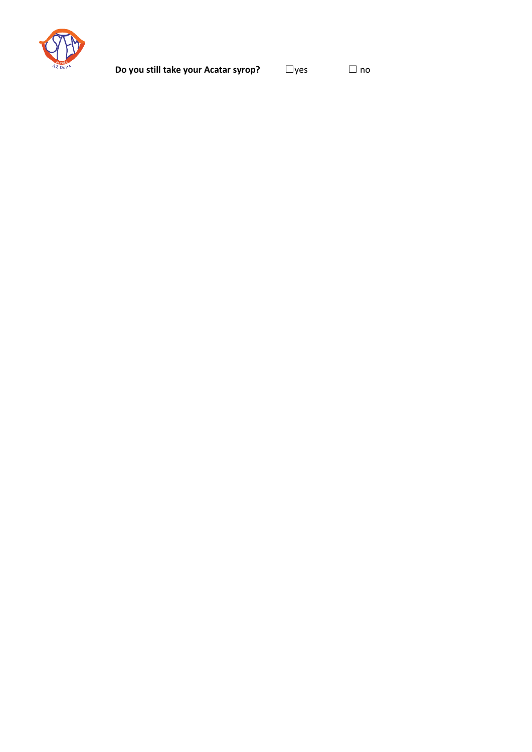**Do you still take your Acatar syrop?** ☐yes ☐ no